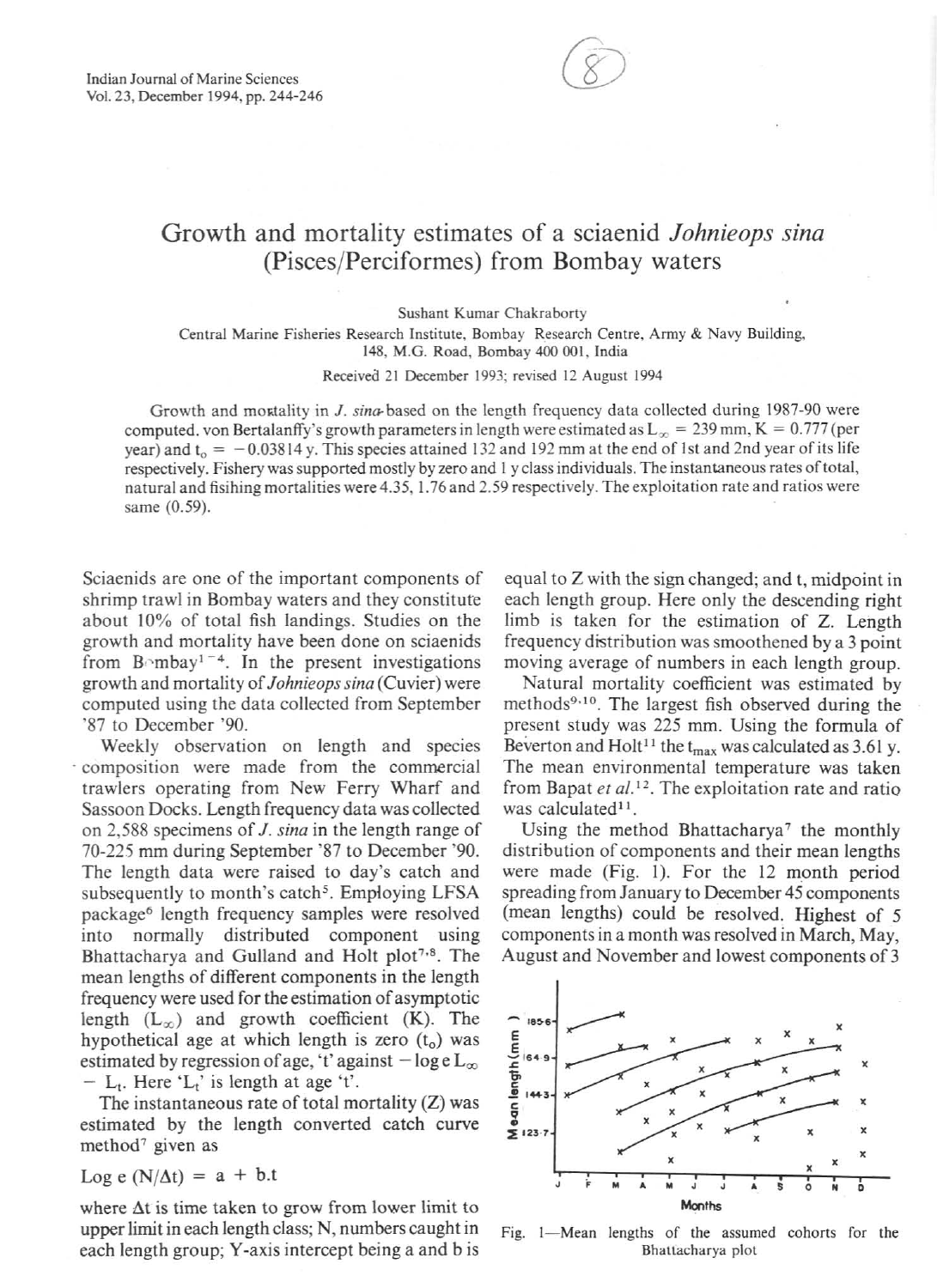# Growth and mortality estimates of a sciaenid *Johnieops sina* (Pisces/Perciformes) from Bombay waters

Sushant Kumar Chakraborty

Central Marine Fisheries Research Institute, Bombay Research Centre, Army & Navy Building, 148, M.G. Road, Bombay 400 001, India

Received 21 December 1993; revised 12 August 1994

Growth and mortality in *J. sina* based on the length frequency data collected during 1987-90 were computed. von Bertalanffy's growth parameters in length were estimated as $L_\infty = 239$ mm, $K = 0.777$ (per year) and $t_o = -0.03814$ y. This species attained 132 and 192 mm at the end of 1st and 2nd year of its life respectively. Fishery was supported mostly by zero and 1 y class individuals. The instantaneous rates of total, natural and fisihing mortalities were 4.35, 1.76 and 2.59 respectively. The exploitation rate and ratios were same (0.59).

Sciaenids are one of the important components of shrimp trawl in Bombay waters and they constitute about 10% of total fish landings. Studies on the growth and mortality have been done on sciaenids from Bombay[1-4]. In the present investigations growth and mortality of *Johnieops sina* (Cuvier) were computed using the data collected from September '87 to December '90.

Weekly observation on length and species composition were made from the commercial trawlers operating from New Ferry Wharf and Sassoon Docks. Length frequency data was collected on 2,588 specimens of *J. sina* in the length range of 70-225 mm during September '87 to December '90. The length data were raised to day's catch and subsequently to month's catch[5]. Employing LFSA package[6] length frequency samples were resolved into normally distributed component using Bhattacharya and Gulland and Holt plot[7,8]. The mean lengths of different components in the length frequency were used for the estimation of asymptotic length ($L_\infty$) and growth coefficient (K). The hypothetical age at which length is zero ($t_o$) was estimated by regression of age, 't' against $-\log_e L_\infty - L_t$. Here '$L_t$' is length at age 't'.

The instantaneous rate of total mortality (Z) was estimated by the length converted catch curve method[7] given as

$$\text{Log e } (N/\Delta t) = a + b.t$$

where $\Delta t$ is time taken to grow from lower limit to upper limit in each length class; N, numbers caught in each length group; Y-axis intercept being a and b is equal to Z with the sign changed; and t, midpoint in each length group. Here only the descending right limb is taken for the estimation of Z. Length frequency distribution was smoothened by a 3 point moving average of numbers in each length group.

Natural mortality coefficient was estimated by methods[9,10]. The largest fish observed during the present study was 225 mm. Using the formula of Beverton and Holt[11] the $t_{max}$ was calculated as 3.61 y. The mean environmental temperature was taken from Bapat *et al.*[12]. The exploitation rate and ratio was calculated[11].

Using the method Bhattacharya[7] the monthly distribution of components and their mean lengths were made (Fig. 1). For the 12 month period spreading from January to December 45 components (mean lengths) could be resolved. Highest of 5 components in a month was resolved in March, May, August and November and lowest components of 3

Fig. 1—Mean lengths of the assumed cohorts for the Bhattacharya plot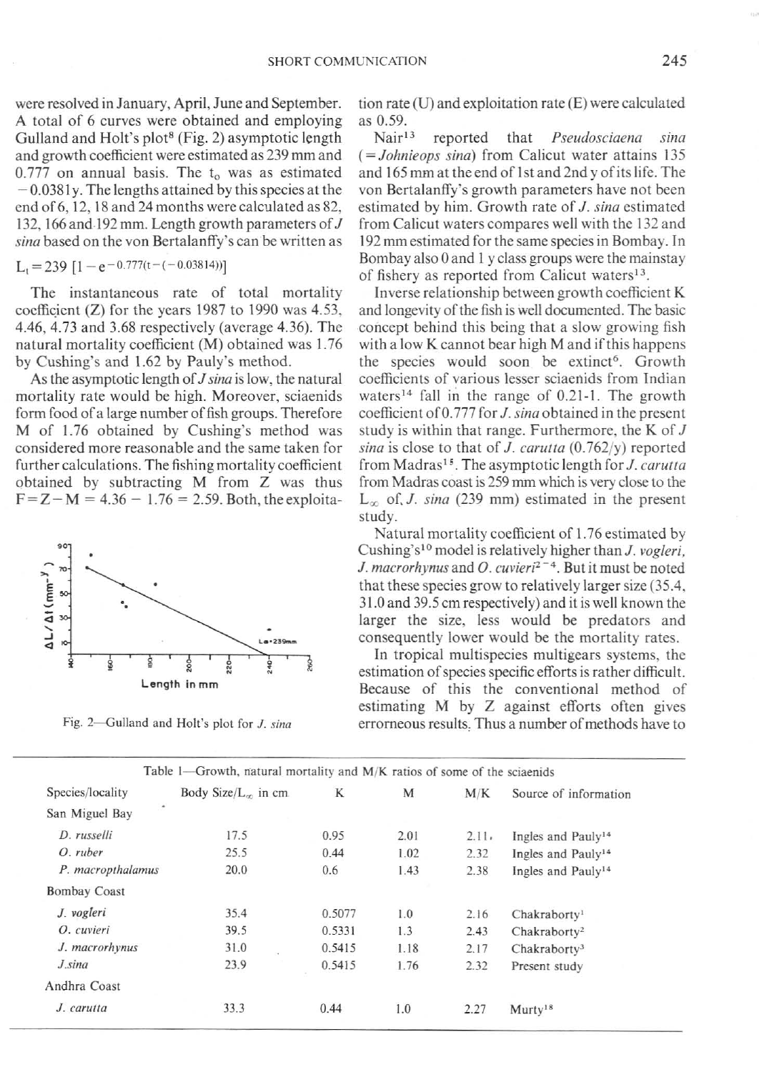were resolved in January, April, June and September. A total of 6 curves were obtained and employing Gulland and Holt's plot[8] (Fig. 2) asymptotic length and growth coefficient were estimated as 239 mm and 0.777 on annual basis. The $t_0$ was as estimated $-0.0381$y. The lengths attained by this species at the end of 6, 12, 18 and 24 months were calculated as 82, 132, 166 and 192 mm. Length growth parameters of *J sina* based on the von Bertalanffy's can be written as

$$L_t = 239\ [1 - e^{-0.777(t-(-0.03814))}]$$

The instantaneous rate of total mortality coefficient (Z) for the years 1987 to 1990 was 4.53, 4.46, 4.73 and 3.68 respectively (average 4.36). The natural mortality coefficient (M) obtained was 1.76 by Cushing's and 1.62 by Pauly's method.

As the asymptotic length of *J sina* is low, the natural mortality rate would be high. Moreover, sciaenids form food of a large number of fish groups. Therefore M of 1.76 obtained by Cushing's method was considered more reasonable and the same taken for further calculations. The fishing mortality coefficient obtained by subtracting M from Z was thus $F = Z - M = 4.36 - 1.76 = 2.59$. Both, the exploitation rate (U) and exploitation rate (E) were calculated as 0.59.

Fig. 2—Gulland and Holt's plot for *J. sina*

Nair[13] reported that *Pseudosciaena sina* (= *Johnieops sina*) from Calicut water attains 135 and 165 mm at the end of 1st and 2nd y of its life. The von Bertalanffy's growth parameters have not been estimated by him. Growth rate of *J. sina* estimated from Calicut waters compares well with the 132 and 192 mm estimated for the same species in Bombay. In Bombay also 0 and 1 y class groups were the mainstay of fishery as reported from Calicut waters[13].

Inverse relationship between growth coefficient K and longevity of the fish is well documented. The basic concept behind this being that a slow growing fish with a low K cannot bear high M and if this happens the species would soon be extinct[6]. Growth coefficients of various lesser sciaenids from Indian waters[14] fall in the range of 0.21-1. The growth coefficient of 0.777 for *J. sina* obtained in the present study is within that range. Furthermore, the K of *J sina* is close to that of *J. carutta* (0.762/y) reported from Madras[15]. The asymptotic length for *J. carutta* from Madras coast is 259 mm which is very close to the $L_\infty$ of *J. sina* (239 mm) estimated in the present study.

Natural mortality coefficient of 1.76 estimated by Cushing's[10] model is relatively higher than *J. vogleri*, *J. macrorhynus* and *O. cuvieri*[2-4]. But it must be noted that these species grow to relatively larger size (35.4, 31.0 and 39.5 cm respectively) and it is well known the larger the size, less would be predators and consequently lower would be the mortality rates.

In tropical multispecies multigears systems, the estimation of species specific efforts is rather difficult. Because of this the conventional method of estimating M by Z against efforts often gives erroneous results. Thus a number of methods have to

Table 1—Growth, natural mortality and M/K ratios of some of the sciaenids

| Species/locality | Body Size/$L_\infty$ in cm | K | M | M/K | Source of information |
|---|---|---|---|---|---|
| San Miguel Bay | | | | | |
| *D. russelli* | 17.5 | 0.95 | 2.01 | 2.11 | Ingles and Pauly[14] |
| *O. ruber* | 25.5 | 0.44 | 1.02 | 2.32 | Ingles and Pauly[14] |
| *P. macropthalamus* | 20.0 | 0.6 | 1.43 | 2.38 | Ingles and Pauly[14] |
| Bombay Coast | | | | | |
| *J. vogleri* | 35.4 | 0.5077 | 1.0 | 2.16 | Chakraborty[1] |
| *O. cuvieri* | 39.5 | 0.5331 | 1.3 | 2.43 | Chakraborty[2] |
| *J. macrorhynus* | 31.0 | 0.5415 | 1.18 | 2.17 | Chakraborty[3] |
| *J.sina* | 23.9 | 0.5415 | 1.76 | 2.32 | Present study |
| Andhra Coast | | | | | |
| *J. carutta* | 33.3 | 0.44 | 1.0 | 2.27 | Murty[18] |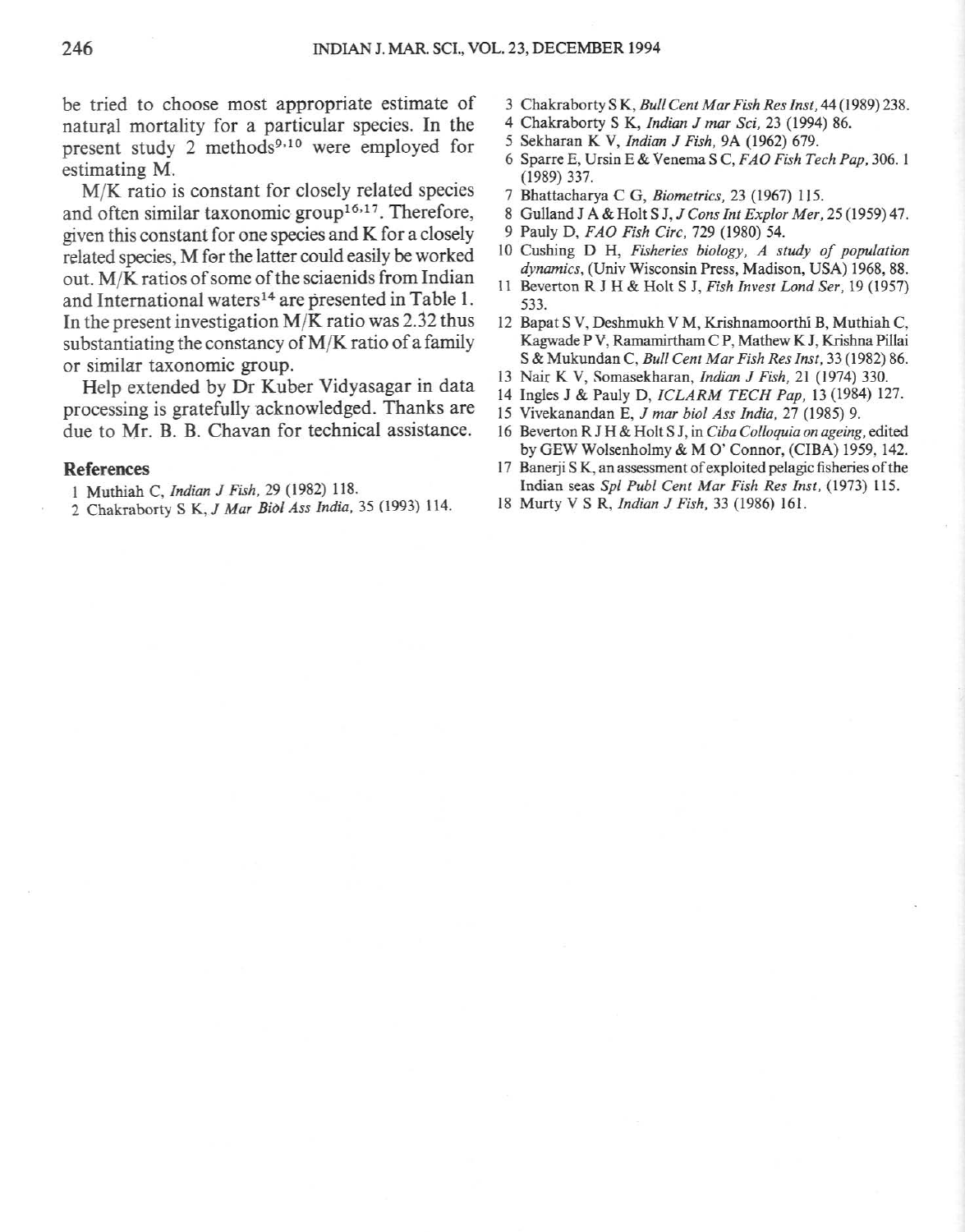be tried to choose most appropriate estimate of natural mortality for a particular species. In the present study 2 methods[9,10] were employed for estimating M.

M/K ratio is constant for closely related species and often similar taxonomic group[16,17]. Therefore, given this constant for one species and K for a closely related species, M for the latter could easily be worked out. M/K ratios of some of the sciaenids from Indian and International waters[14] are presented in Table 1. In the present investigation M/K ratio was 2.32 thus substantiating the constancy of M/K ratio of a family or similar taxonomic group.

Help extended by Dr Kuber Vidyasagar in data processing is gratefully acknowledged. Thanks are due to Mr. B. B. Chavan for technical assistance.

## References

1. Muthiah C, *Indian J Fish,* 29 (1982) 118.
2. Chakraborty S K, *J Mar Biol Ass India,* 35 (1993) 114.
3. Chakraborty S K, *Bull Cent Mar Fish Res Inst,* 44 (1989) 238.
4. Chakraborty S K, *Indian J mar Sci,* 23 (1994) 86.
5. Sekharan K V, *Indian J Fish,* 9A (1962) 679.
6. Sparre E, Ursin E & Venema S C, *FAO Fish Tech Pap,* 306. 1 (1989) 337.
7. Bhattacharya C G, *Biometrics,* 23 (1967) 115.
8. Gulland J A & Holt S J, *J Cons Int Explor Mer,* 25 (1959) 47.
9. Pauly D, *FAO Fish Circ,* 729 (1980) 54.
10. Cushing D H, *Fisheries biology, A study of population dynamics,* (Univ Wisconsin Press, Madison, USA) 1968, 88.
11. Beverton R J H & Holt S J, *Fish Invest Lond Ser,* 19 (1957) 533.
12. Bapat S V, Deshmukh V M, Krishnamoorthi B, Muthiah C, Kagwade P V, Ramamirtham C P, Mathew K J, Krishna Pillai S & Mukundan C, *Bull Cent Mar Fish Res Inst,* 33 (1982) 86.
13. Nair K V, Somasekharan, *Indian J Fish,* 21 (1974) 330.
14. Ingles J & Pauly D, *ICLARM TECH Pap,* 13 (1984) 127.
15. Vivekanandan E, *J mar biol Ass India,* 27 (1985) 9.
16. Beverton R J H & Holt S J, in *Ciba Colloquia on ageing,* edited by GEW Wolsenholmy & M O' Connor, (CIBA) 1959, 142.
17. Banerji S K, an assessment of exploited pelagic fisheries of the Indian seas *Spl Publ Cent Mar Fish Res Inst,* (1973) 115.
18. Murty V S R, *Indian J Fish,* 33 (1986) 161.